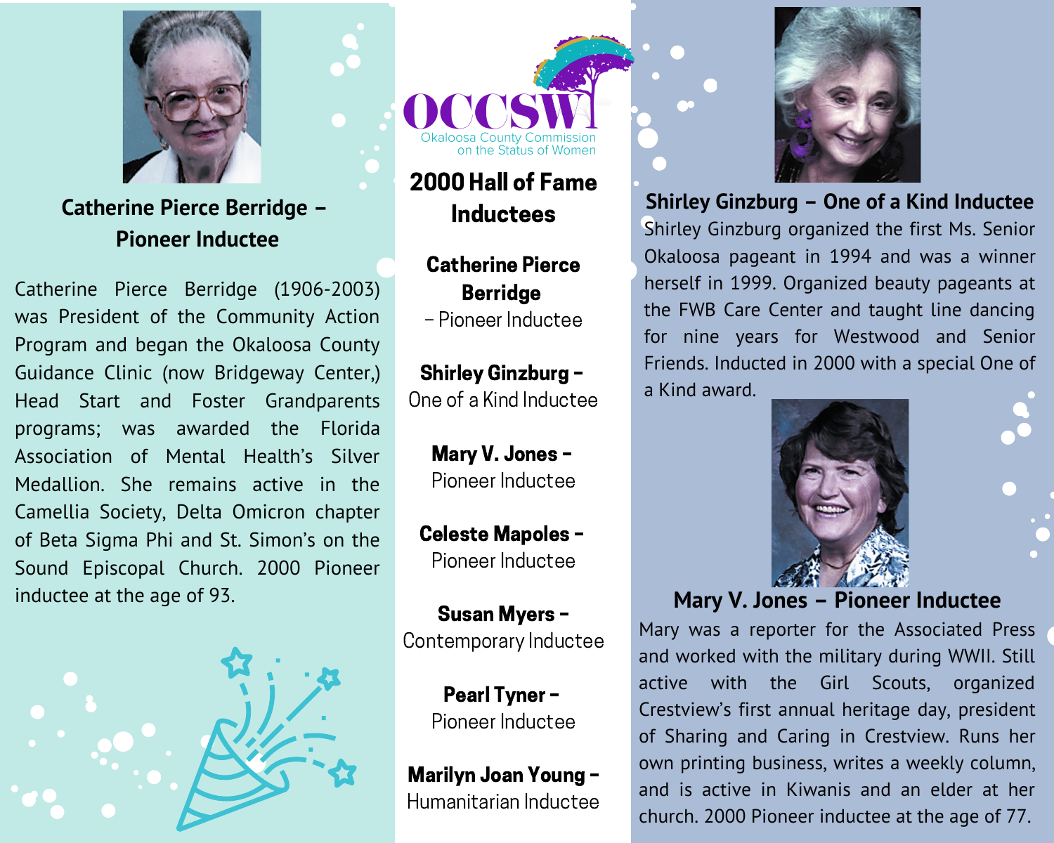OCCSW

Okaloosa County Commission on the Status of Women

# 2000 Hall of Fame Inductees

**Catherine Pierce Berridge** – Pioneer Inductee

**Shirley Ginzburg** – One of a Kind Inductee

**Mary V. Jones** – Pioneer Inductee

**Celeste Mapoles** – Pioneer Inductee

**Susan Myers** – Contemporary Inductee

**Pearl Tyner** – Pioneer Inductee

**Marilyn Joan Young** – Humanitarian Inductee

## Catherine Pierce Berridge – Pioneer Inductee

Catherine Pierce Berridge (1906-2003) was President of the Community Action Program and began the Okaloosa County Guidance Clinic (now Bridgeway Center,) Head Start and Foster Grandparents programs; was awarded the Florida Association of Mental Health's Silver Medallion. She remains active in the Camellia Society, Delta Omicron chapter of Beta Sigma Phi and St. Simon's on the Sound Episcopal Church. 2000 Pioneer inductee at the age of 93.

## Shirley Ginzburg – One of a Kind Inductee

Shirley Ginzburg organized the first Ms. Senior Okaloosa pageant in 1994 and was a winner herself in 1999. Organized beauty pageants at the FWB Care Center and taught line dancing for nine years for Westwood and Senior Friends. Inducted in 2000 with a special One of a Kind award.

## Mary V. Jones – Pioneer Inductee

Mary was a reporter for the Associated Press and worked with the military during WWII. Still active with the Girl Scouts, organized Crestview's first annual heritage day, president of Sharing and Caring in Crestview. Runs her own printing business, writes a weekly column, and is active in Kiwanis and an elder at her church. 2000 Pioneer inductee at the age of 77.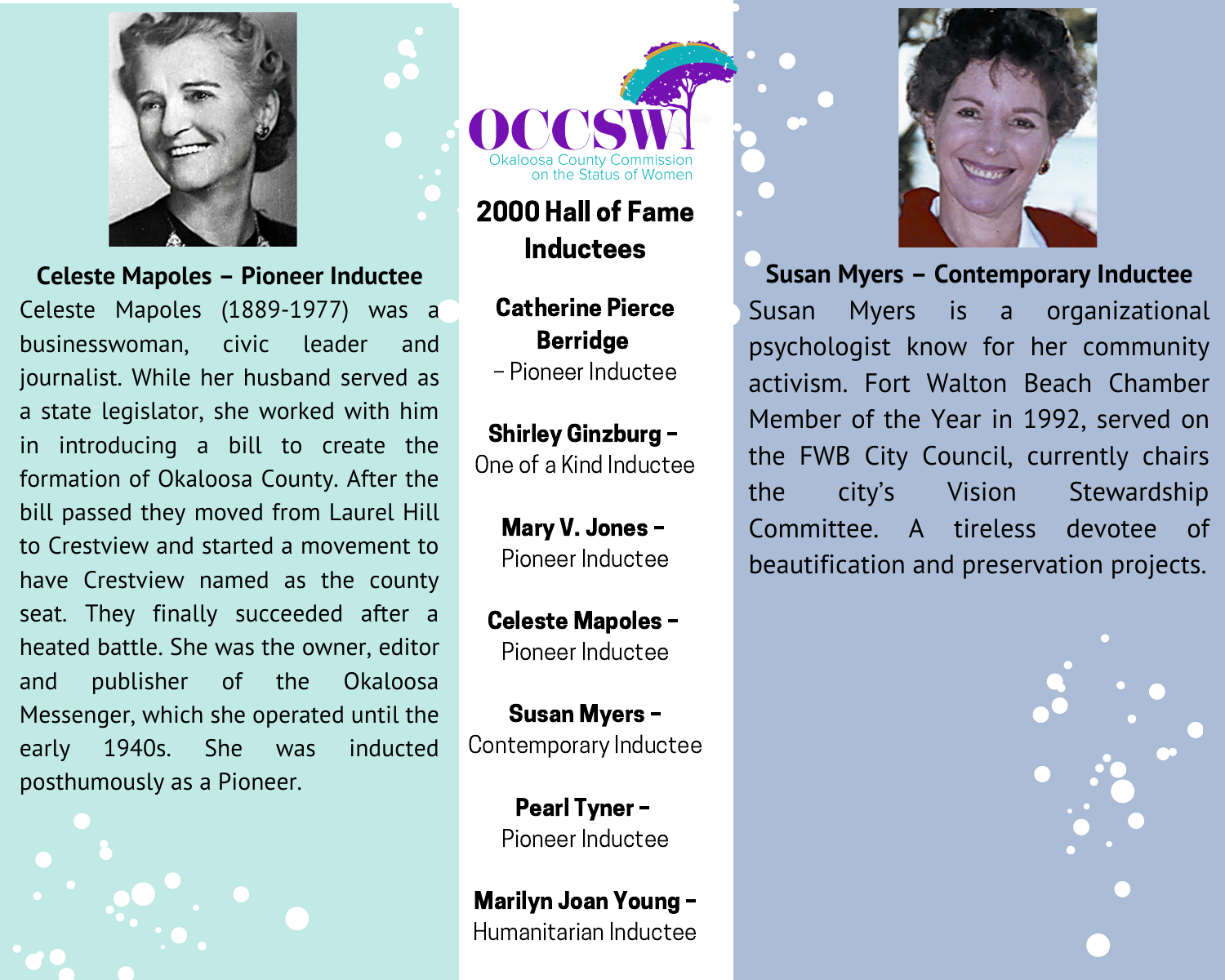**Celeste Mapoles – Pioneer Inductee**

Celeste Mapoles (1889-1977) was a businesswoman, civic leader and journalist. While her husband served as a state legislator, she worked with him in introducing a bill to create the formation of Okaloosa County. After the bill passed they moved from Laurel Hill to Crestview and started a movement to have Crestview named as the county seat. They finally succeeded after a heated battle. She was the owner, editor and publisher of the Okaloosa Messenger, which she operated until the early 1940s. She was inducted posthumously as a Pioneer.

OCCSW
Okaloosa County Commission on the Status of Women

# 2000 Hall of Fame Inductees

**Catherine Pierce Berridge** – Pioneer Inductee

**Shirley Ginzburg –** One of a Kind Inductee

**Mary V. Jones –** Pioneer Inductee

**Celeste Mapoles –** Pioneer Inductee

**Susan Myers –** Contemporary Inductee

**Pearl Tyner –** Pioneer Inductee

**Marilyn Joan Young –** Humanitarian Inductee

**Susan Myers – Contemporary Inductee**

Susan Myers is a organizational psychologist know for her community activism. Fort Walton Beach Chamber Member of the Year in 1992, served on the FWB City Council, currently chairs the city's Vision Stewardship Committee. A tireless devotee of beautification and preservation projects.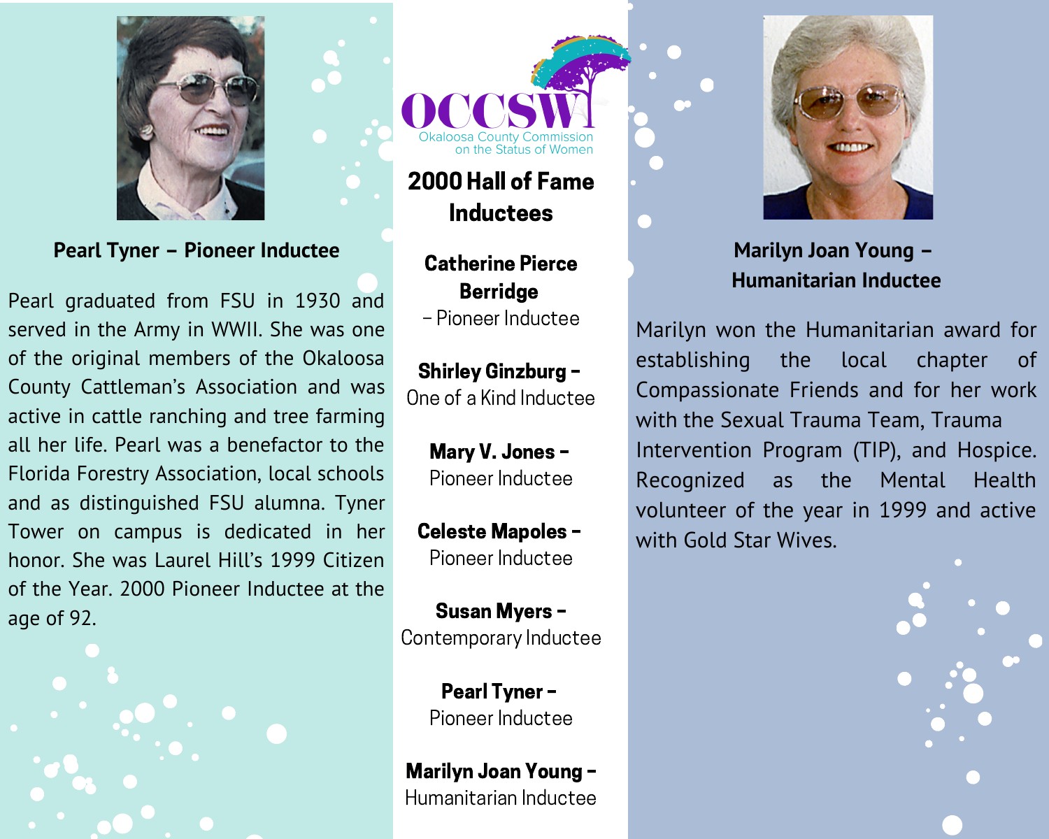OCCSW

Okaloosa County Commission on the Status of Women

## 2000 Hall of Fame Inductees

**Catherine Pierce Berridge** – Pioneer Inductee

**Shirley Ginzburg** – One of a Kind Inductee

**Mary V. Jones** – Pioneer Inductee

**Celeste Mapoles** – Pioneer Inductee

**Susan Myers** – Contemporary Inductee

**Pearl Tyner** – Pioneer Inductee

**Marilyn Joan Young** – Humanitarian Inductee

### Pearl Tyner – Pioneer Inductee

Pearl graduated from FSU in 1930 and served in the Army in WWII. She was one of the original members of the Okaloosa County Cattleman's Association and was active in cattle ranching and tree farming all her life. Pearl was a benefactor to the Florida Forestry Association, local schools and as distinguished FSU alumna. Tyner Tower on campus is dedicated in her honor. She was Laurel Hill's 1999 Citizen of the Year. 2000 Pioneer Inductee at the age of 92.

### Marilyn Joan Young – Humanitarian Inductee

Marilyn won the Humanitarian award for establishing the local chapter of Compassionate Friends and for her work with the Sexual Trauma Team, Trauma Intervention Program (TIP), and Hospice. Recognized as the Mental Health volunteer of the year in 1999 and active with Gold Star Wives.